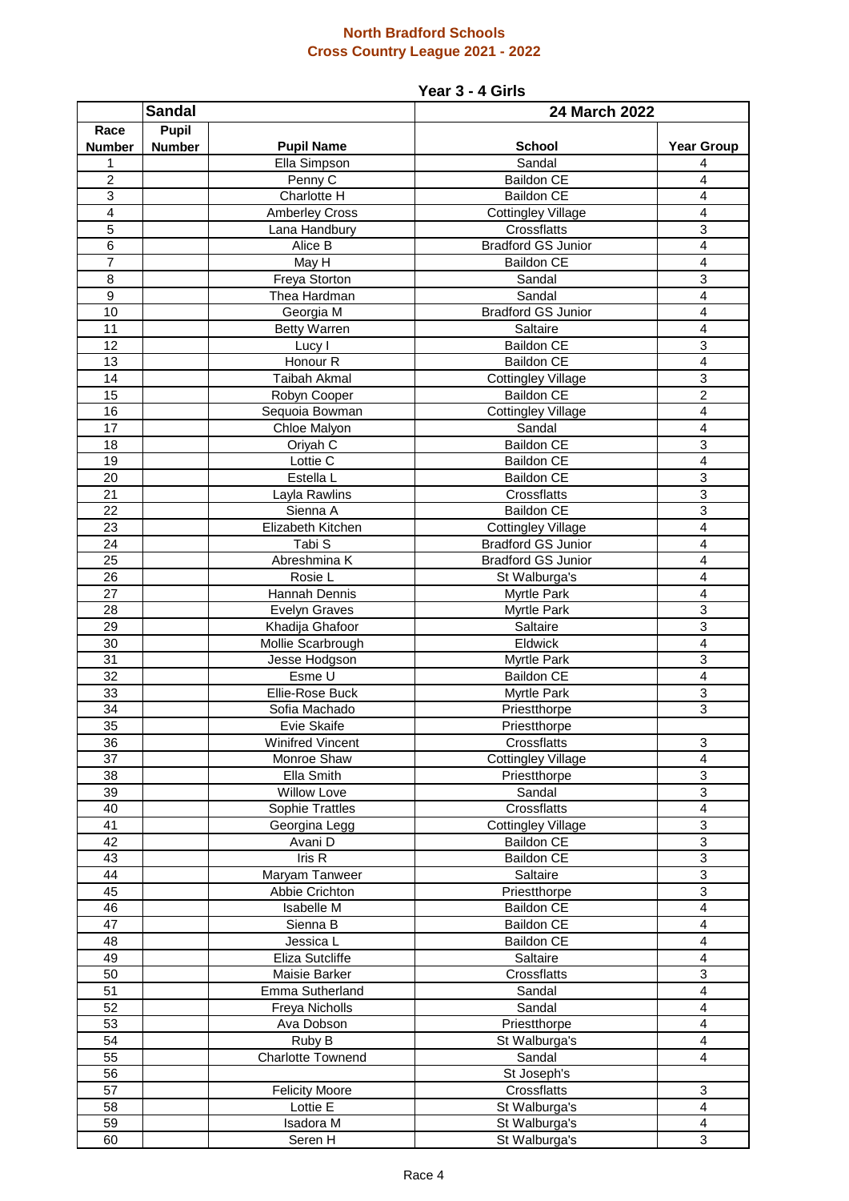## North Bradford Schools
## Cross Country League 2021 - 2022

### Year 3 - 4 Girls

| Sandal | | | 24 March 2022 | |
|---|---|---|---|---|
| Race Number | Pupil Number | Pupil Name | School | Year Group |
| 1 | | Ella Simpson | Sandal | 4 |
| 2 | | Penny C | Baildon CE | 4 |
| 3 | | Charlotte H | Baildon CE | 4 |
| 4 | | Amberley Cross | Cottingley Village | 4 |
| 5 | | Lana Handbury | Crossflatts | 3 |
| 6 | | Alice B | Bradford GS Junior | 4 |
| 7 | | May H | Baildon CE | 4 |
| 8 | | Freya Storton | Sandal | 3 |
| 9 | | Thea Hardman | Sandal | 4 |
| 10 | | Georgia M | Bradford GS Junior | 4 |
| 11 | | Betty Warren | Saltaire | 4 |
| 12 | | Lucy I | Baildon CE | 3 |
| 13 | | Honour R | Baildon CE | 4 |
| 14 | | Taibah Akmal | Cottingley Village | 3 |
| 15 | | Robyn Cooper | Baildon CE | 2 |
| 16 | | Sequoia Bowman | Cottingley Village | 4 |
| 17 | | Chloe Malyon | Sandal | 4 |
| 18 | | Oriyah C | Baildon CE | 3 |
| 19 | | Lottie C | Baildon CE | 4 |
| 20 | | Estella L | Baildon CE | 3 |
| 21 | | Layla Rawlins | Crossflatts | 3 |
| 22 | | Sienna A | Baildon CE | 3 |
| 23 | | Elizabeth Kitchen | Cottingley Village | 4 |
| 24 | | Tabi S | Bradford GS Junior | 4 |
| 25 | | Abreshmina K | Bradford GS Junior | 4 |
| 26 | | Rosie L | St Walburga's | 4 |
| 27 | | Hannah Dennis | Myrtle Park | 4 |
| 28 | | Evelyn Graves | Myrtle Park | 3 |
| 29 | | Khadija Ghafoor | Saltaire | 3 |
| 30 | | Mollie Scarbrough | Eldwick | 4 |
| 31 | | Jesse Hodgson | Myrtle Park | 3 |
| 32 | | Esme U | Baildon CE | 4 |
| 33 | | Ellie-Rose Buck | Myrtle Park | 3 |
| 34 | | Sofia Machado | Priestthorpe | 3 |
| 35 | | Evie Skaife | Priestthorpe | |
| 36 | | Winifred Vincent | Crossflatts | 3 |
| 37 | | Monroe Shaw | Cottingley Village | 4 |
| 38 | | Ella Smith | Priestthorpe | 3 |
| 39 | | Willow Love | Sandal | 3 |
| 40 | | Sophie Trattles | Crossflatts | 4 |
| 41 | | Georgina Legg | Cottingley Village | 3 |
| 42 | | Avani D | Baildon CE | 3 |
| 43 | | Iris R | Baildon CE | 3 |
| 44 | | Maryam Tanweer | Saltaire | 3 |
| 45 | | Abbie Crichton | Priestthorpe | 3 |
| 46 | | Isabelle M | Baildon CE | 4 |
| 47 | | Sienna B | Baildon CE | 4 |
| 48 | | Jessica L | Baildon CE | 4 |
| 49 | | Eliza Sutcliffe | Saltaire | 4 |
| 50 | | Maisie Barker | Crossflatts | 3 |
| 51 | | Emma Sutherland | Sandal | 4 |
| 52 | | Freya Nicholls | Sandal | 4 |
| 53 | | Ava Dobson | Priestthorpe | 4 |
| 54 | | Ruby B | St Walburga's | 4 |
| 55 | | Charlotte Townend | Sandal | 4 |
| 56 | | | St Joseph's | |
| 57 | | Felicity Moore | Crossflatts | 3 |
| 58 | | Lottie E | St Walburga's | 4 |
| 59 | | Isadora M | St Walburga's | 4 |
| 60 | | Seren H | St Walburga's | 3 |

Race 4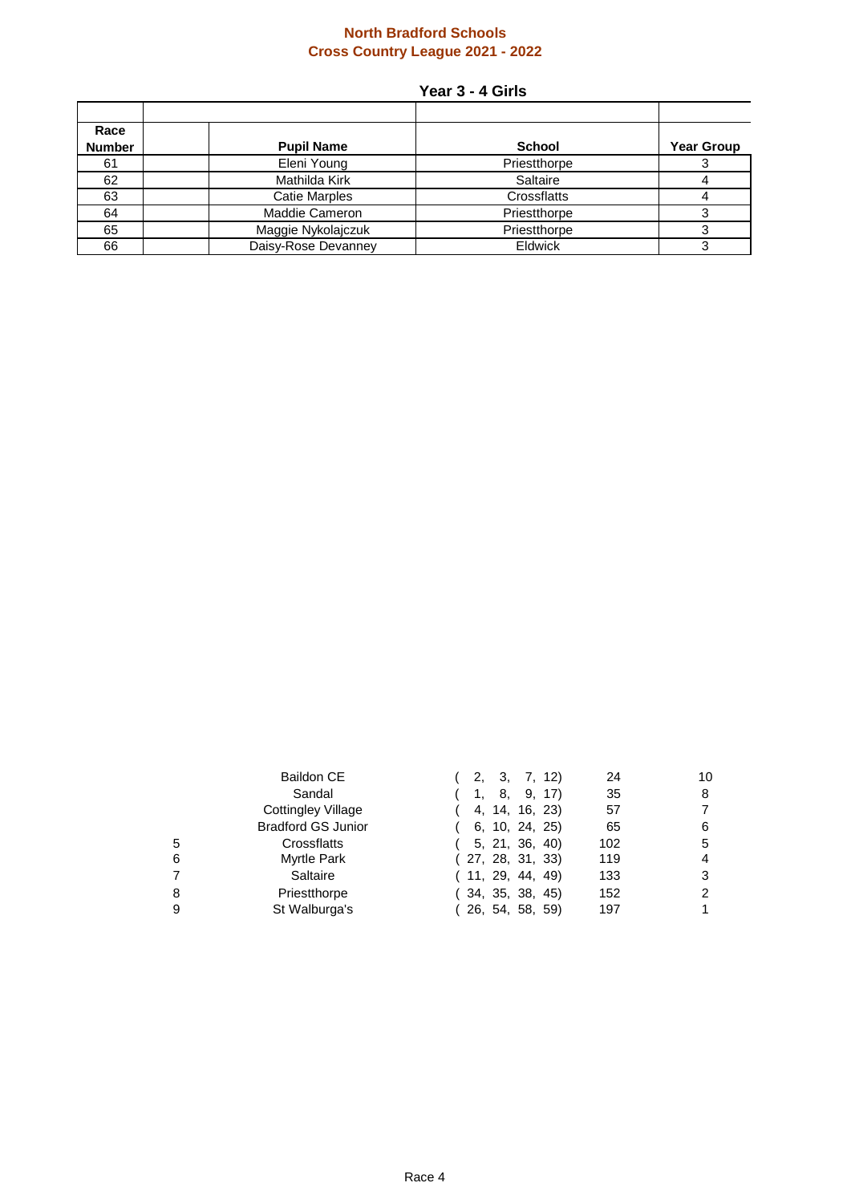## North Bradford Schools
## Cross Country League 2021 - 2022

### Year 3 - 4 Girls

| Race Number | | Pupil Name | School | Year Group |
|---|---|---|---|---|
| 61 | | Eleni Young | Priestthorpe | 3 |
| 62 | | Mathilda Kirk | Saltaire | 4 |
| 63 | | Catie Marples | Crossflatts | 4 |
| 64 | | Maddie Cameron | Priestthorpe | 3 |
| 65 | | Maggie Nykolajczuk | Priestthorpe | 3 |
| 66 | | Daisy-Rose Devanney | Eldwick | 3 |

| | | | | |
|---|---|---|---|---|
| | Baildon CE | ( 2, 3, 7, 12) | 24 | 10 |
| | Sandal | ( 1, 8, 9, 17) | 35 | 8 |
| | Cottingley Village | ( 4, 14, 16, 23) | 57 | 7 |
| | Bradford GS Junior | ( 6, 10, 24, 25) | 65 | 6 |
| 5 | Crossflatts | ( 5, 21, 36, 40) | 102 | 5 |
| 6 | Myrtle Park | ( 27, 28, 31, 33) | 119 | 4 |
| 7 | Saltaire | ( 11, 29, 44, 49) | 133 | 3 |
| 8 | Priestthorpe | ( 34, 35, 38, 45) | 152 | 2 |
| 9 | St Walburga's | ( 26, 54, 58, 59) | 197 | 1 |

Race 4